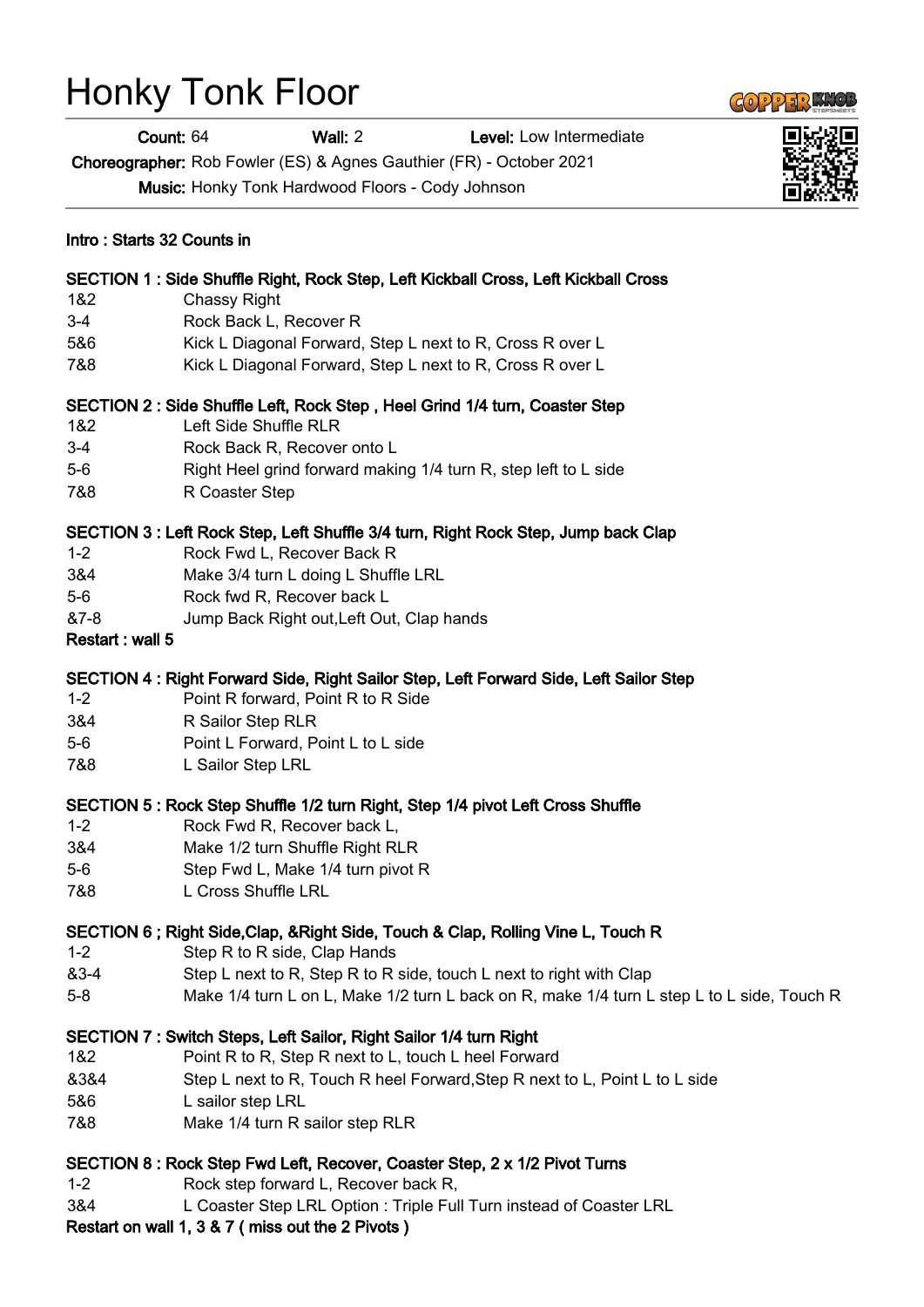# Honky Tonk Floor

**Count:** 64 **Wall:** 2 **Level:** Low Intermediate

**Choreographer:** Rob Fowler (ES) & Agnes Gauthier (FR) - October 2021

**Music:** Honky Tonk Hardwood Floors - Cody Johnson

**Intro : Starts 32 Counts in**

**SECTION 1 : Side Shuffle Right, Rock Step, Left Kickball Cross, Left Kickball Cross**

| | |
|---|---|
| 1&2 | Chassy Right |
| 3-4 | Rock Back L, Recover R |
| 5&6 | Kick L Diagonal Forward, Step L next to R, Cross R over L |
| 7&8 | Kick L Diagonal Forward, Step L next to R, Cross R over L |

**SECTION 2 : Side Shuffle Left, Rock Step , Heel Grind 1/4 turn, Coaster Step**

| | |
|---|---|
| 1&2 | Left Side Shuffle RLR |
| 3-4 | Rock Back R, Recover onto L |
| 5-6 | Right Heel grind forward making 1/4 turn R, step left to L side |
| 7&8 | R Coaster Step |

**SECTION 3 : Left Rock Step, Left Shuffle 3/4 turn, Right Rock Step, Jump back Clap**

| | |
|---|---|
| 1-2 | Rock Fwd L, Recover Back R |
| 3&4 | Make 3/4 turn L doing L Shuffle LRL |
| 5-6 | Rock fwd R, Recover back L |
| &7-8 | Jump Back Right out,Left Out, Clap hands |

**Restart : wall 5**

**SECTION 4 : Right Forward Side, Right Sailor Step, Left Forward Side, Left Sailor Step**

| | |
|---|---|
| 1-2 | Point R forward, Point R to R Side |
| 3&4 | R Sailor Step RLR |
| 5-6 | Point L Forward, Point L to L side |
| 7&8 | L Sailor Step LRL |

**SECTION 5 : Rock Step Shuffle 1/2 turn Right, Step 1/4 pivot Left Cross Shuffle**

| | |
|---|---|
| 1-2 | Rock Fwd R, Recover back L, |
| 3&4 | Make 1/2 turn Shuffle Right RLR |
| 5-6 | Step Fwd L, Make 1/4 turn pivot R |
| 7&8 | L Cross Shuffle LRL |

**SECTION 6 ; Right Side,Clap, &Right Side, Touch & Clap, Rolling Vine L, Touch R**

| | |
|---|---|
| 1-2 | Step R to R side, Clap Hands |
| &3-4 | Step L next to R, Step R to R side, touch L next to right with Clap |
| 5-8 | Make 1/4 turn L on L, Make 1/2 turn L back on R, make 1/4 turn L step L to L side, Touch R |

**SECTION 7 : Switch Steps, Left Sailor, Right Sailor 1/4 turn Right**

| | |
|---|---|
| 1&2 | Point R to R, Step R next to L, touch L heel Forward |
| &3&4 | Step L next to R, Touch R heel Forward,Step R next to L, Point L to L side |
| 5&6 | L sailor step LRL |
| 7&8 | Make 1/4 turn R sailor step RLR |

**SECTION 8 : Rock Step Fwd Left, Recover, Coaster Step, 2 x 1/2 Pivot Turns**

| | |
|---|---|
| 1-2 | Rock step forward L, Recover back R, |
| 3&4 | L Coaster Step LRL Option : Triple Full Turn instead of Coaster LRL |

**Restart on wall 1, 3 & 7 ( miss out the 2 Pivots )**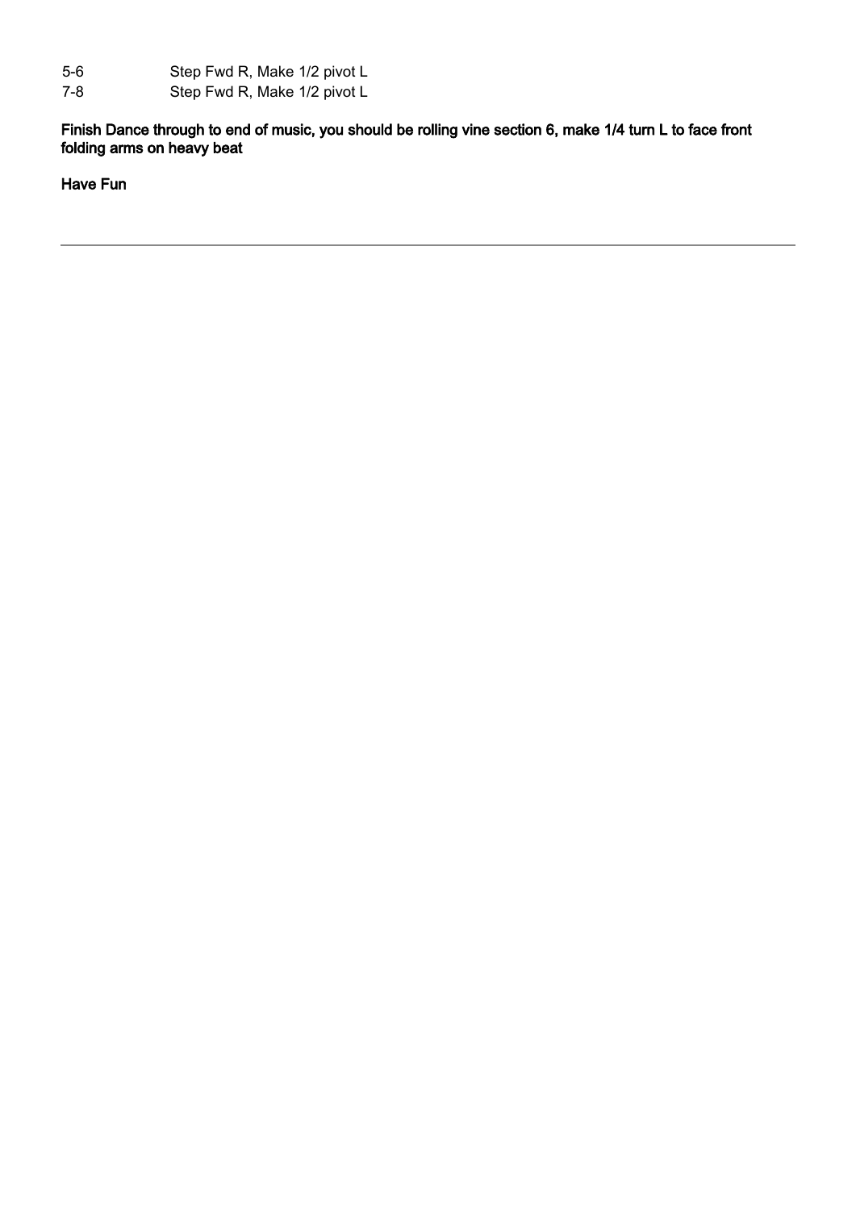| | |
|---|---|
| 5-6 | Step Fwd R, Make 1/2 pivot L |
| 7-8 | Step Fwd R, Make 1/2 pivot L |

**Finish Dance through to end of music, you should be rolling vine section 6, make 1/4 turn L to face front folding arms on heavy beat**

**Have Fun**

---